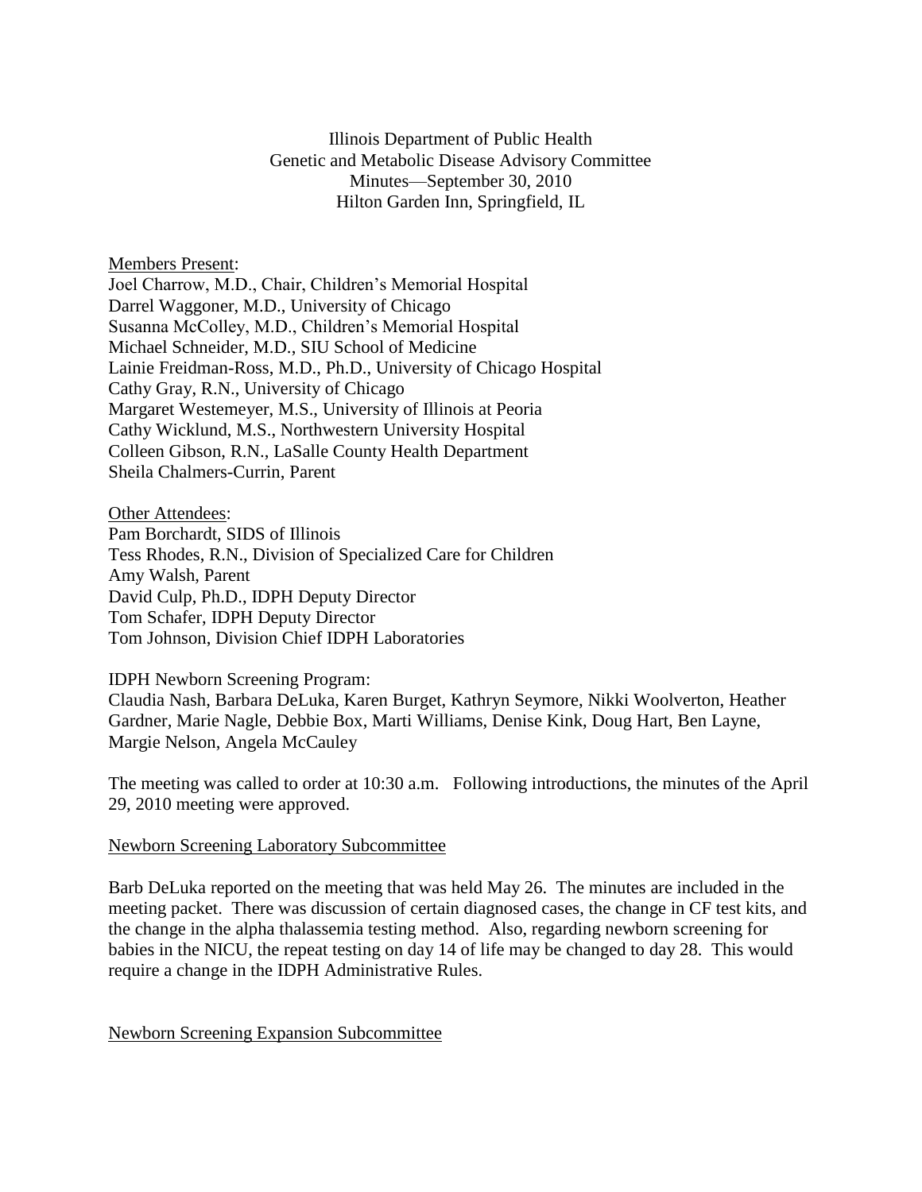Illinois Department of Public Health
Genetic and Metabolic Disease Advisory Committee
Minutes—September 30, 2010
Hilton Garden Inn, Springfield, IL

Members Present:
Joel Charrow, M.D., Chair, Children's Memorial Hospital
Darrel Waggoner, M.D., University of Chicago
Susanna McColley, M.D., Children's Memorial Hospital
Michael Schneider, M.D., SIU School of Medicine
Lainie Freidman-Ross, M.D., Ph.D., University of Chicago Hospital
Cathy Gray, R.N., University of Chicago
Margaret Westemeyer, M.S., University of Illinois at Peoria
Cathy Wicklund, M.S., Northwestern University Hospital
Colleen Gibson, R.N., LaSalle County Health Department
Sheila Chalmers-Currin, Parent

Other Attendees:
Pam Borchardt, SIDS of Illinois
Tess Rhodes, R.N., Division of Specialized Care for Children
Amy Walsh, Parent
David Culp, Ph.D., IDPH Deputy Director
Tom Schafer, IDPH Deputy Director
Tom Johnson, Division Chief IDPH Laboratories

IDPH Newborn Screening Program:
Claudia Nash, Barbara DeLuka, Karen Burget, Kathryn Seymore, Nikki Woolverton, Heather Gardner, Marie Nagle, Debbie Box, Marti Williams, Denise Kink, Doug Hart, Ben Layne, Margie Nelson, Angela McCauley

The meeting was called to order at 10:30 a.m. Following introductions, the minutes of the April 29, 2010 meeting were approved.

Newborn Screening Laboratory Subcommittee

Barb DeLuka reported on the meeting that was held May 26. The minutes are included in the meeting packet. There was discussion of certain diagnosed cases, the change in CF test kits, and the change in the alpha thalassemia testing method. Also, regarding newborn screening for babies in the NICU, the repeat testing on day 14 of life may be changed to day 28. This would require a change in the IDPH Administrative Rules.

Newborn Screening Expansion Subcommittee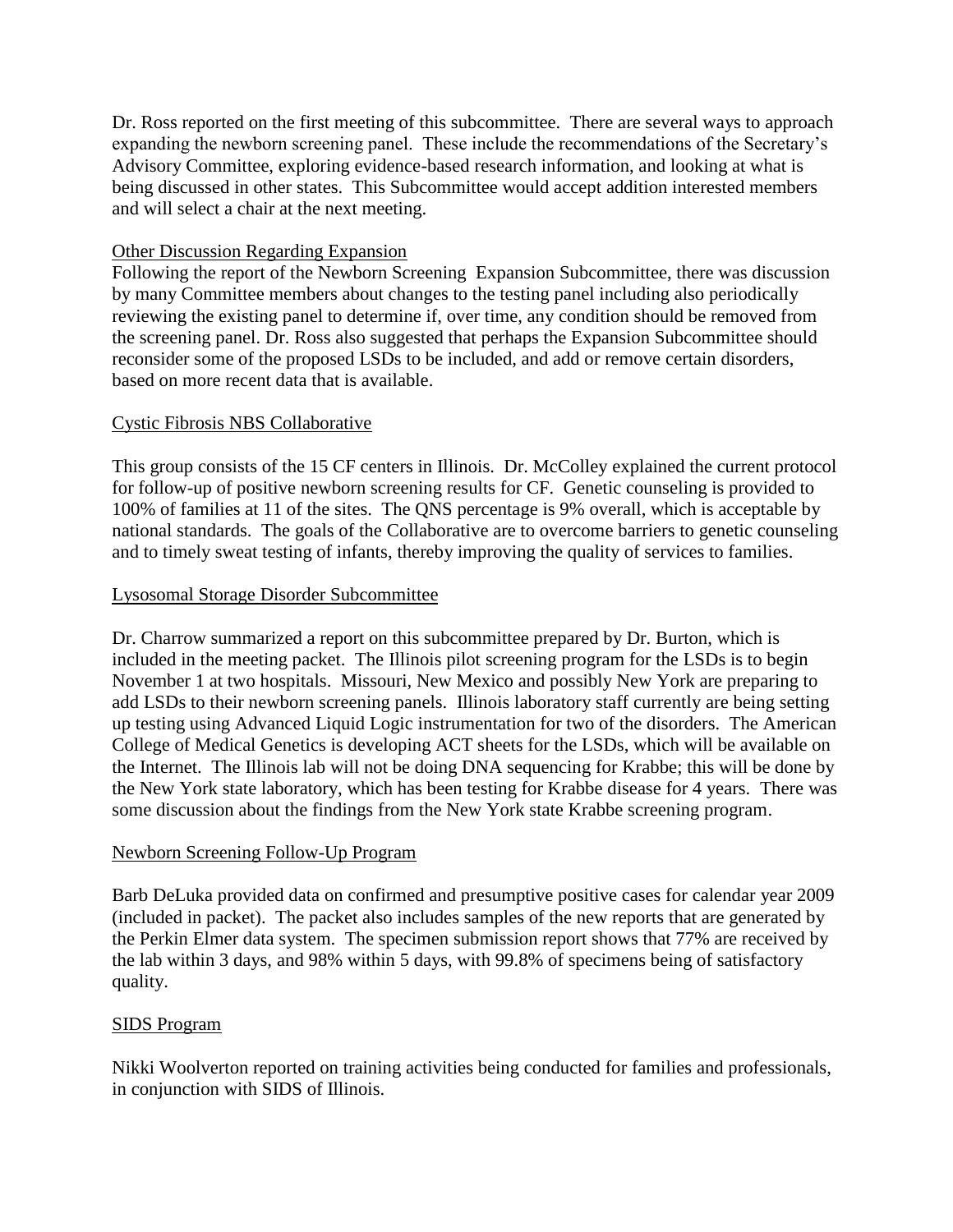Dr. Ross reported on the first meeting of this subcommittee. There are several ways to approach expanding the newborn screening panel. These include the recommendations of the Secretary's Advisory Committee, exploring evidence-based research information, and looking at what is being discussed in other states. This Subcommittee would accept addition interested members and will select a chair at the next meeting.

Other Discussion Regarding Expansion

Following the report of the Newborn Screening Expansion Subcommittee, there was discussion by many Committee members about changes to the testing panel including also periodically reviewing the existing panel to determine if, over time, any condition should be removed from the screening panel. Dr. Ross also suggested that perhaps the Expansion Subcommittee should reconsider some of the proposed LSDs to be included, and add or remove certain disorders, based on more recent data that is available.

Cystic Fibrosis NBS Collaborative

This group consists of the 15 CF centers in Illinois. Dr. McColley explained the current protocol for follow-up of positive newborn screening results for CF. Genetic counseling is provided to 100% of families at 11 of the sites. The QNS percentage is 9% overall, which is acceptable by national standards. The goals of the Collaborative are to overcome barriers to genetic counseling and to timely sweat testing of infants, thereby improving the quality of services to families.

Lysosomal Storage Disorder Subcommittee

Dr. Charrow summarized a report on this subcommittee prepared by Dr. Burton, which is included in the meeting packet. The Illinois pilot screening program for the LSDs is to begin November 1 at two hospitals. Missouri, New Mexico and possibly New York are preparing to add LSDs to their newborn screening panels. Illinois laboratory staff currently are being setting up testing using Advanced Liquid Logic instrumentation for two of the disorders. The American College of Medical Genetics is developing ACT sheets for the LSDs, which will be available on the Internet. The Illinois lab will not be doing DNA sequencing for Krabbe; this will be done by the New York state laboratory, which has been testing for Krabbe disease for 4 years. There was some discussion about the findings from the New York state Krabbe screening program.

Newborn Screening Follow-Up Program

Barb DeLuka provided data on confirmed and presumptive positive cases for calendar year 2009 (included in packet). The packet also includes samples of the new reports that are generated by the Perkin Elmer data system. The specimen submission report shows that 77% are received by the lab within 3 days, and 98% within 5 days, with 99.8% of specimens being of satisfactory quality.

SIDS Program

Nikki Woolverton reported on training activities being conducted for families and professionals, in conjunction with SIDS of Illinois.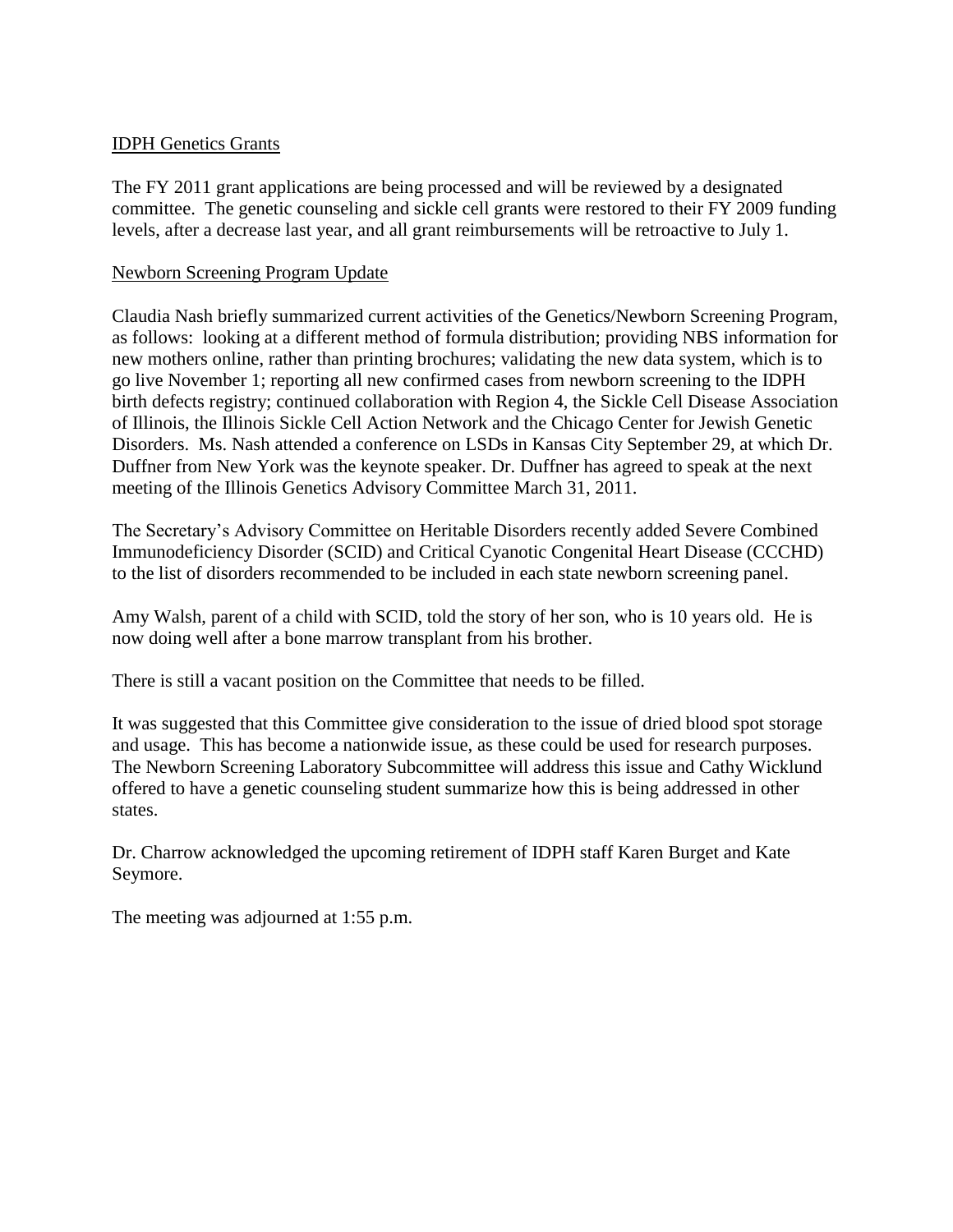<u>IDPH Genetics Grants</u>

The FY 2011 grant applications are being processed and will be reviewed by a designated committee. The genetic counseling and sickle cell grants were restored to their FY 2009 funding levels, after a decrease last year, and all grant reimbursements will be retroactive to July 1.

<u>Newborn Screening Program Update</u>

Claudia Nash briefly summarized current activities of the Genetics/Newborn Screening Program, as follows: looking at a different method of formula distribution; providing NBS information for new mothers online, rather than printing brochures; validating the new data system, which is to go live November 1; reporting all new confirmed cases from newborn screening to the IDPH birth defects registry; continued collaboration with Region 4, the Sickle Cell Disease Association of Illinois, the Illinois Sickle Cell Action Network and the Chicago Center for Jewish Genetic Disorders. Ms. Nash attended a conference on LSDs in Kansas City September 29, at which Dr. Duffner from New York was the keynote speaker. Dr. Duffner has agreed to speak at the next meeting of the Illinois Genetics Advisory Committee March 31, 2011.

The Secretary's Advisory Committee on Heritable Disorders recently added Severe Combined Immunodeficiency Disorder (SCID) and Critical Cyanotic Congenital Heart Disease (CCCHD) to the list of disorders recommended to be included in each state newborn screening panel.

Amy Walsh, parent of a child with SCID, told the story of her son, who is 10 years old. He is now doing well after a bone marrow transplant from his brother.

There is still a vacant position on the Committee that needs to be filled.

It was suggested that this Committee give consideration to the issue of dried blood spot storage and usage. This has become a nationwide issue, as these could be used for research purposes. The Newborn Screening Laboratory Subcommittee will address this issue and Cathy Wicklund offered to have a genetic counseling student summarize how this is being addressed in other states.

Dr. Charrow acknowledged the upcoming retirement of IDPH staff Karen Burget and Kate Seymore.

The meeting was adjourned at 1:55 p.m.